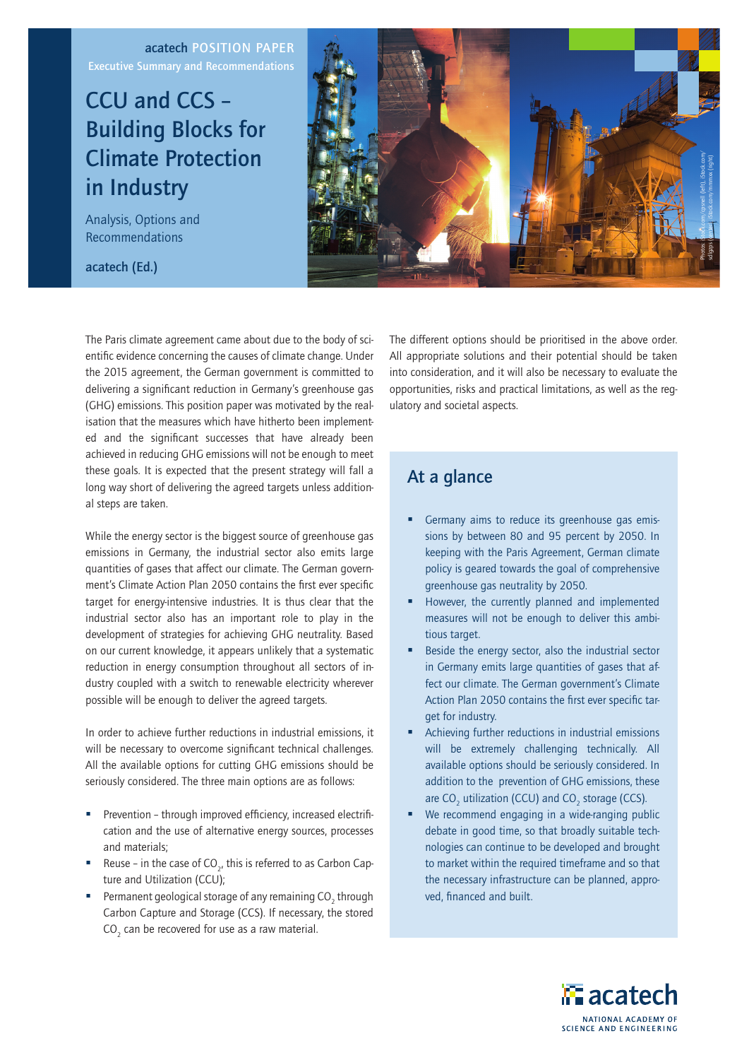acatech POSITION PAPER
Executive Summary and Recommendations

# CCU and CCS – Building Blocks for Climate Protection in Industry

Analysis, Options and Recommendations

acatech (Ed.)

The Paris climate agreement came about due to the body of scientific evidence concerning the causes of climate change. Under the 2015 agreement, the German government is committed to delivering a significant reduction in Germany's greenhouse gas (GHG) emissions. This position paper was motivated by the realisation that the measures which have hitherto been implemented and the significant successes that have already been achieved in reducing GHG emissions will not be enough to meet these goals. It is expected that the present strategy will fall a long way short of delivering the agreed targets unless additional steps are taken.

While the energy sector is the biggest source of greenhouse gas emissions in Germany, the industrial sector also emits large quantities of gases that affect our climate. The German government's Climate Action Plan 2050 contains the first ever specific target for energy-intensive industries. It is thus clear that the industrial sector also has an important role to play in the development of strategies for achieving GHG neutrality. Based on our current knowledge, it appears unlikely that a systematic reduction in energy consumption throughout all sectors of industry coupled with a switch to renewable electricity wherever possible will be enough to deliver the agreed targets.

In order to achieve further reductions in industrial emissions, it will be necessary to overcome significant technical challenges. All the available options for cutting GHG emissions should be seriously considered. The three main options are as follows:

- Prevention – through improved efficiency, increased electrification and the use of alternative energy sources, processes and materials;
- Reuse – in the case of $CO_2$, this is referred to as Carbon Capture and Utilization (CCU);
- Permanent geological storage of any remaining $CO_2$ through Carbon Capture and Storage (CCS). If necessary, the stored $CO_2$ can be recovered for use as a raw material.

The different options should be prioritised in the above order. All appropriate solutions and their potential should be taken into consideration, and it will also be necessary to evaluate the opportunities, risks and practical limitations, as well as the regulatory and societal aspects.

## At a glance

- Germany aims to reduce its greenhouse gas emissions by between 80 and 95 percent by 2050. In keeping with the Paris Agreement, German climate policy is geared towards the goal of comprehensive greenhouse gas neutrality by 2050.
- However, the currently planned and implemented measures will not be enough to deliver this ambitious target.
- Beside the energy sector, also the industrial sector in Germany emits large quantities of gases that affect our climate. The German government's Climate Action Plan 2050 contains the first ever specific target for industry.
- Achieving further reductions in industrial emissions will be extremely challenging technically. All available options should be seriously considered. In addition to the prevention of GHG emissions, these are $CO_2$ utilization (CCU) and $CO_2$ storage (CCS).
- We recommend engaging in a wide-ranging public debate in good time, so that broadly suitable technologies can continue to be developed and brought to market within the required timeframe and so that the necessary infrastructure can be planned, approved, financed and built.

acatech
NATIONAL ACADEMY OF SCIENCE AND ENGINEERING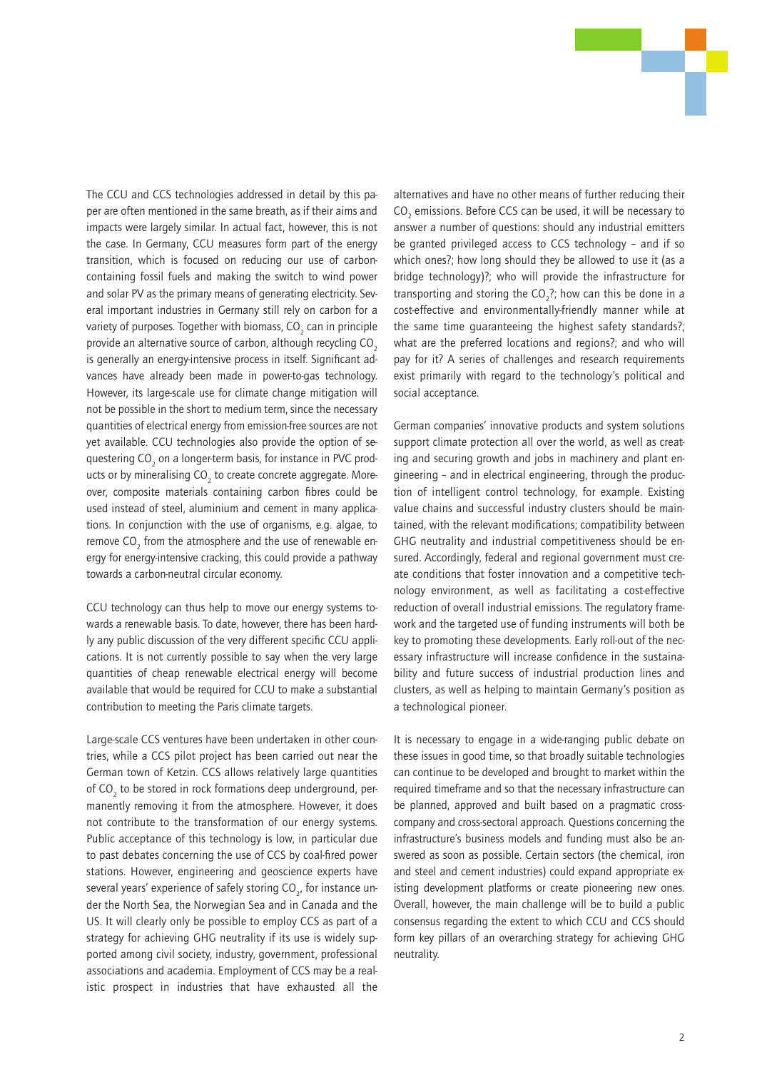The CCU and CCS technologies addressed in detail by this paper are often mentioned in the same breath, as if their aims and impacts were largely similar. In actual fact, however, this is not the case. In Germany, CCU measures form part of the energy transition, which is focused on reducing our use of carbon-containing fossil fuels and making the switch to wind power and solar PV as the primary means of generating electricity. Several important industries in Germany still rely on carbon for a variety of purposes. Together with biomass, $CO_2$ can in principle provide an alternative source of carbon, although recycling $CO_2$ is generally an energy-intensive process in itself. Significant advances have already been made in power-to-gas technology. However, its large-scale use for climate change mitigation will not be possible in the short to medium term, since the necessary quantities of electrical energy from emission-free sources are not yet available. CCU technologies also provide the option of sequestering $CO_2$ on a longer-term basis, for instance in PVC products or by mineralising $CO_2$ to create concrete aggregate. Moreover, composite materials containing carbon fibres could be used instead of steel, aluminium and cement in many applications. In conjunction with the use of organisms, e.g. algae, to remove $CO_2$ from the atmosphere and the use of renewable energy for energy-intensive cracking, this could provide a pathway towards a carbon-neutral circular economy.

CCU technology can thus help to move our energy systems towards a renewable basis. To date, however, there has been hardly any public discussion of the very different specific CCU applications. It is not currently possible to say when the very large quantities of cheap renewable electrical energy will become available that would be required for CCU to make a substantial contribution to meeting the Paris climate targets.

Large-scale CCS ventures have been undertaken in other countries, while a CCS pilot project has been carried out near the German town of Ketzin. CCS allows relatively large quantities of $CO_2$ to be stored in rock formations deep underground, permanently removing it from the atmosphere. However, it does not contribute to the transformation of our energy systems. Public acceptance of this technology is low, in particular due to past debates concerning the use of CCS by coal-fired power stations. However, engineering and geoscience experts have several years' experience of safely storing $CO_2$, for instance under the North Sea, the Norwegian Sea and in Canada and the US. It will clearly only be possible to employ CCS as part of a strategy for achieving GHG neutrality if its use is widely supported among civil society, industry, government, professional associations and academia. Employment of CCS may be a realistic prospect in industries that have exhausted all the alternatives and have no other means of further reducing their $CO_2$ emissions. Before CCS can be used, it will be necessary to answer a number of questions: should any industrial emitters be granted privileged access to CCS technology – and if so which ones?; how long should they be allowed to use it (as a bridge technology)?; who will provide the infrastructure for transporting and storing the $CO_2$?; how can this be done in a cost-effective and environmentally-friendly manner while at the same time guaranteeing the highest safety standards?; what are the preferred locations and regions?; and who will pay for it? A series of challenges and research requirements exist primarily with regard to the technology's political and social acceptance.

German companies' innovative products and system solutions support climate protection all over the world, as well as creating and securing growth and jobs in machinery and plant engineering – and in electrical engineering, through the production of intelligent control technology, for example. Existing value chains and successful industry clusters should be maintained, with the relevant modifications; compatibility between GHG neutrality and industrial competitiveness should be ensured. Accordingly, federal and regional government must create conditions that foster innovation and a competitive technology environment, as well as facilitating a cost-effective reduction of overall industrial emissions. The regulatory framework and the targeted use of funding instruments will both be key to promoting these developments. Early roll-out of the necessary infrastructure will increase confidence in the sustainability and future success of industrial production lines and clusters, as well as helping to maintain Germany's position as a technological pioneer.

It is necessary to engage in a wide-ranging public debate on these issues in good time, so that broadly suitable technologies can continue to be developed and brought to market within the required timeframe and so that the necessary infrastructure can be planned, approved and built based on a pragmatic cross-company and cross-sectoral approach. Questions concerning the infrastructure's business models and funding must also be answered as soon as possible. Certain sectors (the chemical, iron and steel and cement industries) could expand appropriate existing development platforms or create pioneering new ones. Overall, however, the main challenge will be to build a public consensus regarding the extent to which CCU and CCS should form key pillars of an overarching strategy for achieving GHG neutrality.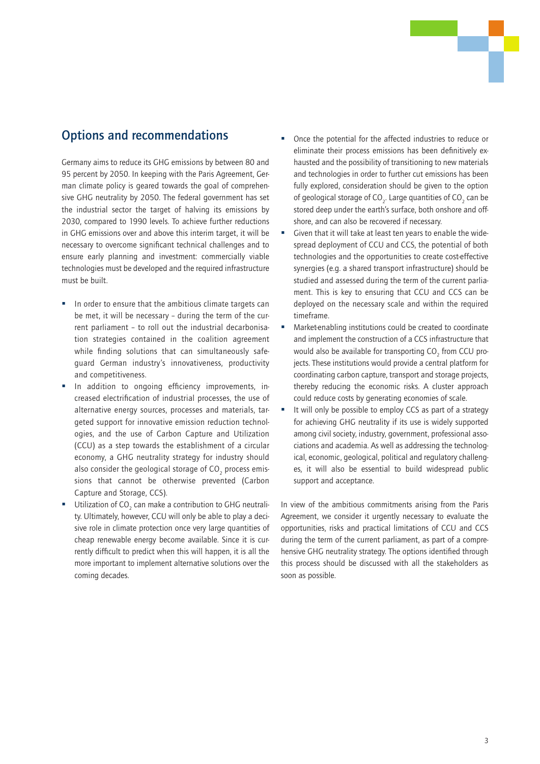## Options and recommendations

Germany aims to reduce its GHG emissions by between 80 and 95 percent by 2050. In keeping with the Paris Agreement, German climate policy is geared towards the goal of comprehensive GHG neutrality by 2050. The federal government has set the industrial sector the target of halving its emissions by 2030, compared to 1990 levels. To achieve further reductions in GHG emissions over and above this interim target, it will be necessary to overcome significant technical challenges and to ensure early planning and investment: commercially viable technologies must be developed and the required infrastructure must be built.

- In order to ensure that the ambitious climate targets can be met, it will be necessary – during the term of the current parliament – to roll out the industrial decarbonisation strategies contained in the coalition agreement while finding solutions that can simultaneously safeguard German industry's innovativeness, productivity and competitiveness.
- In addition to ongoing efficiency improvements, increased electrification of industrial processes, the use of alternative energy sources, processes and materials, targeted support for innovative emission reduction technologies, and the use of Carbon Capture and Utilization (CCU) as a step towards the establishment of a circular economy, a GHG neutrality strategy for industry should also consider the geological storage of $CO_2$ process emissions that cannot be otherwise prevented (Carbon Capture and Storage, CCS).
- Utilization of $CO_2$ can make a contribution to GHG neutrality. Ultimately, however, CCU will only be able to play a decisive role in climate protection once very large quantities of cheap renewable energy become available. Since it is currently difficult to predict when this will happen, it is all the more important to implement alternative solutions over the coming decades.
- Once the potential for the affected industries to reduce or eliminate their process emissions has been definitively exhausted and the possibility of transitioning to new materials and technologies in order to further cut emissions has been fully explored, consideration should be given to the option of geological storage of $CO_2$. Large quantities of $CO_2$ can be stored deep under the earth's surface, both onshore and offshore, and can also be recovered if necessary.
- Given that it will take at least ten years to enable the widespread deployment of CCU and CCS, the potential of both technologies and the opportunities to create cost-effective synergies (e.g. a shared transport infrastructure) should be studied and assessed during the term of the current parliament. This is key to ensuring that CCU and CCS can be deployed on the necessary scale and within the required timeframe.
- Market-enabling institutions could be created to coordinate and implement the construction of a CCS infrastructure that would also be available for transporting $CO_2$ from CCU projects. These institutions would provide a central platform for coordinating carbon capture, transport and storage projects, thereby reducing the economic risks. A cluster approach could reduce costs by generating economies of scale.
- It will only be possible to employ CCS as part of a strategy for achieving GHG neutrality if its use is widely supported among civil society, industry, government, professional associations and academia. As well as addressing the technological, economic, geological, political and regulatory challenges, it will also be essential to build widespread public support and acceptance.

In view of the ambitious commitments arising from the Paris Agreement, we consider it urgently necessary to evaluate the opportunities, risks and practical limitations of CCU and CCS during the term of the current parliament, as part of a comprehensive GHG neutrality strategy. The options identified through this process should be discussed with all the stakeholders as soon as possible.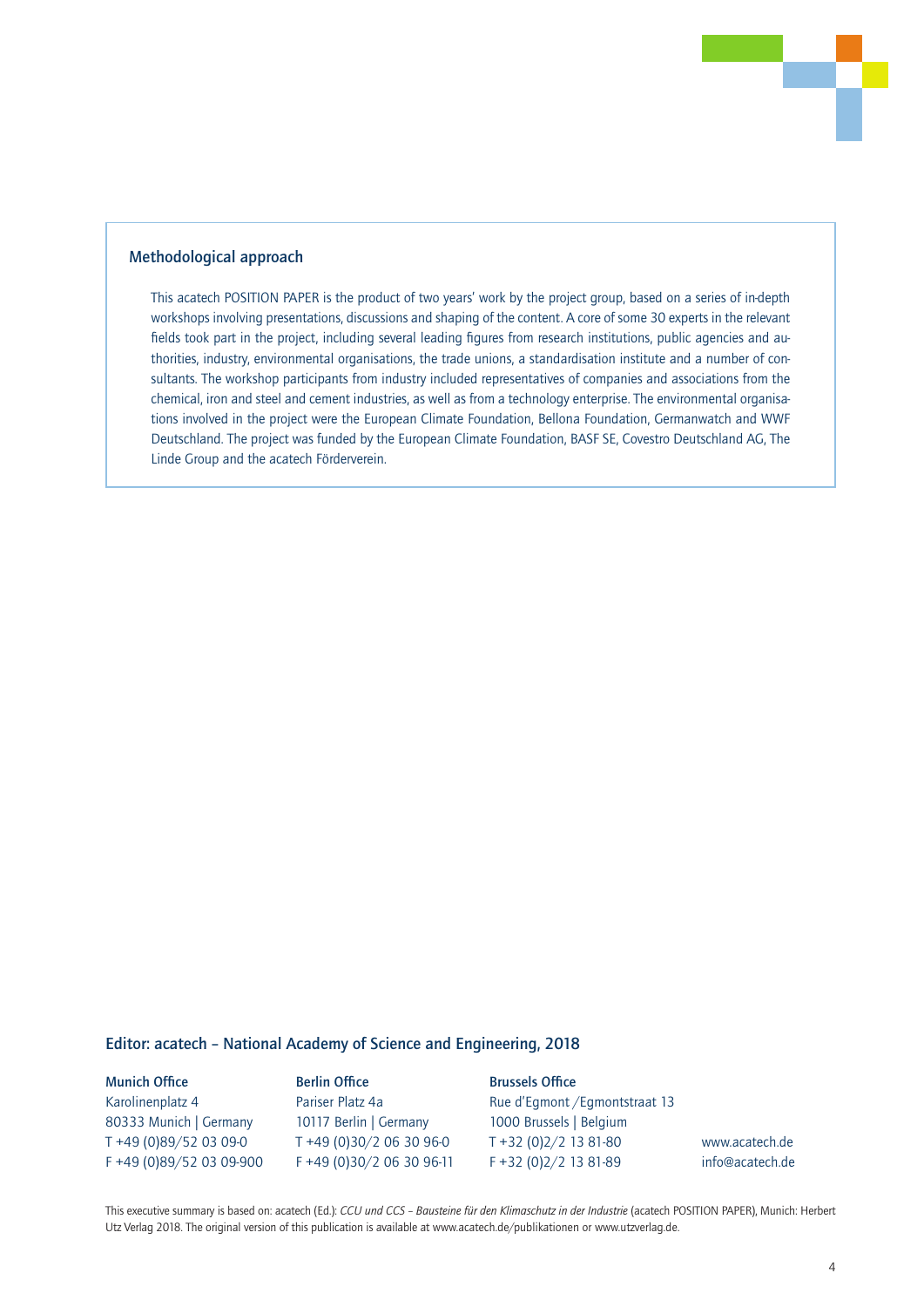## Methodological approach

This acatech POSITION PAPER is the product of two years' work by the project group, based on a series of in-depth workshops involving presentations, discussions and shaping of the content. A core of some 30 experts in the relevant fields took part in the project, including several leading figures from research institutions, public agencies and authorities, industry, environmental organisations, the trade unions, a standardisation institute and a number of consultants. The workshop participants from industry included representatives of companies and associations from the chemical, iron and steel and cement industries, as well as from a technology enterprise. The environmental organisations involved in the project were the European Climate Foundation, Bellona Foundation, Germanwatch and WWF Deutschland. The project was funded by the European Climate Foundation, BASF SE, Covestro Deutschland AG, The Linde Group and the acatech Förderverein.

### Editor: acatech – National Academy of Science and Engineering, 2018

**Munich Office**
Karolinenplatz 4
80333 Munich | Germany
T +49 (0)89/52 03 09-0
F +49 (0)89/52 03 09-900

**Berlin Office**
Pariser Platz 4a
10117 Berlin | Germany
T +49 (0)30/2 06 30 96-0
F +49 (0)30/2 06 30 96-11

**Brussels Office**
Rue d'Egmont /Egmontstraat 13
1000 Brussels | Belgium
T +32 (0)2/2 13 81-80
F +32 (0)2/2 13 81-89

www.acatech.de
info@acatech.de

This executive summary is based on: acatech (Ed.): *CCU und CCS – Bausteine für den Klimaschutz in der Industrie* (acatech POSITION PAPER), Munich: Herbert Utz Verlag 2018. The original version of this publication is available at www.acatech.de/publikationen or www.utzverlag.de.